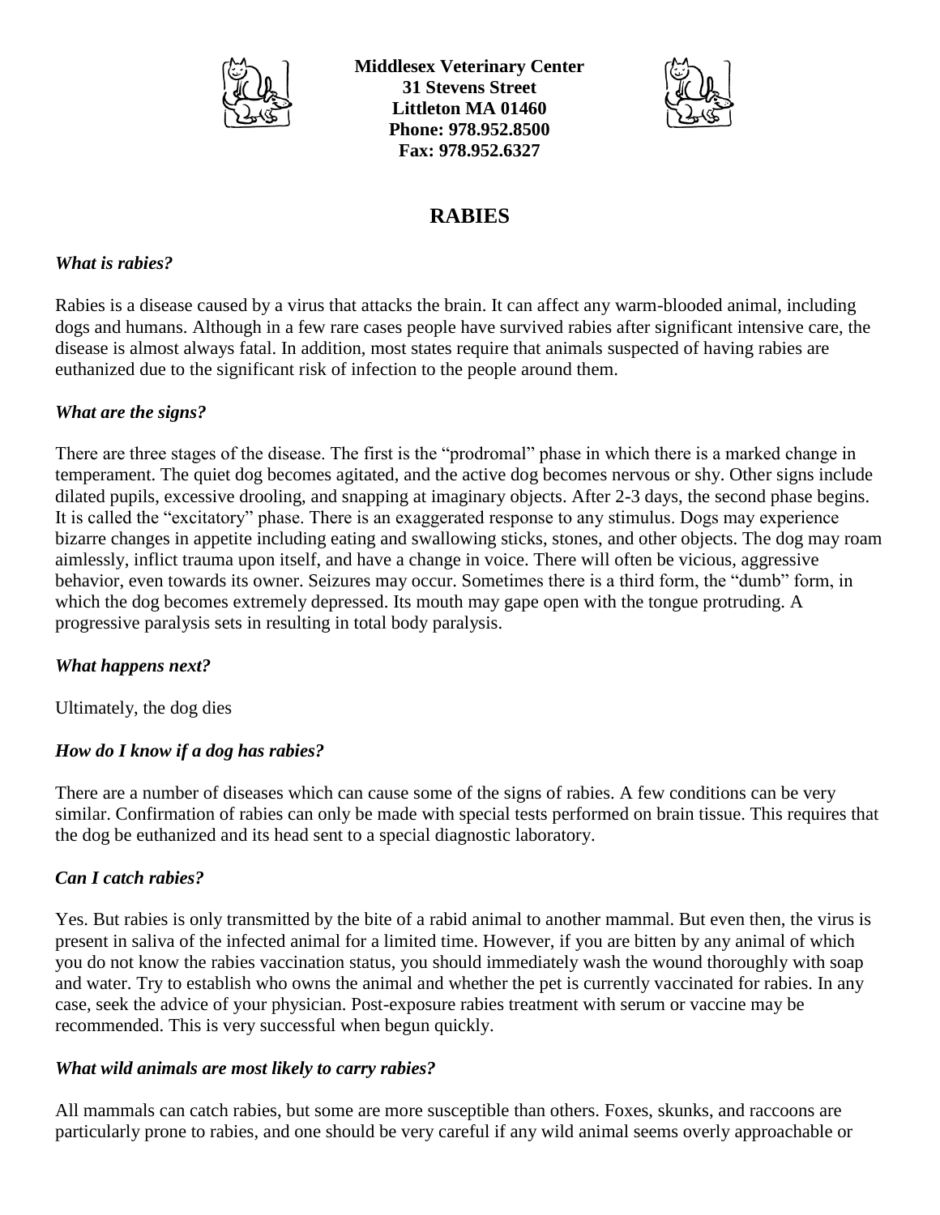**Middlesex Veterinary Center**
**31 Stevens Street**
**Littleton MA 01460**
**Phone: 978.952.8500**
**Fax: 978.952.6327**

# RABIES

### *What is rabies?*

Rabies is a disease caused by a virus that attacks the brain. It can affect any warm-blooded animal, including dogs and humans. Although in a few rare cases people have survived rabies after significant intensive care, the disease is almost always fatal. In addition, most states require that animals suspected of having rabies are euthanized due to the significant risk of infection to the people around them.

### *What are the signs?*

There are three stages of the disease. The first is the "prodromal" phase in which there is a marked change in temperament. The quiet dog becomes agitated, and the active dog becomes nervous or shy. Other signs include dilated pupils, excessive drooling, and snapping at imaginary objects. After 2-3 days, the second phase begins. It is called the "excitatory" phase. There is an exaggerated response to any stimulus. Dogs may experience bizarre changes in appetite including eating and swallowing sticks, stones, and other objects. The dog may roam aimlessly, inflict trauma upon itself, and have a change in voice. There will often be vicious, aggressive behavior, even towards its owner. Seizures may occur. Sometimes there is a third form, the "dumb" form, in which the dog becomes extremely depressed. Its mouth may gape open with the tongue protruding. A progressive paralysis sets in resulting in total body paralysis.

### *What happens next?*

Ultimately, the dog dies

### *How do I know if a dog has rabies?*

There are a number of diseases which can cause some of the signs of rabies. A few conditions can be very similar. Confirmation of rabies can only be made with special tests performed on brain tissue. This requires that the dog be euthanized and its head sent to a special diagnostic laboratory.

### *Can I catch rabies?*

Yes. But rabies is only transmitted by the bite of a rabid animal to another mammal. But even then, the virus is present in saliva of the infected animal for a limited time. However, if you are bitten by any animal of which you do not know the rabies vaccination status, you should immediately wash the wound thoroughly with soap and water. Try to establish who owns the animal and whether the pet is currently vaccinated for rabies. In any case, seek the advice of your physician. Post-exposure rabies treatment with serum or vaccine may be recommended. This is very successful when begun quickly.

### *What wild animals are most likely to carry rabies?*

All mammals can catch rabies, but some are more susceptible than others. Foxes, skunks, and raccoons are particularly prone to rabies, and one should be very careful if any wild animal seems overly approachable or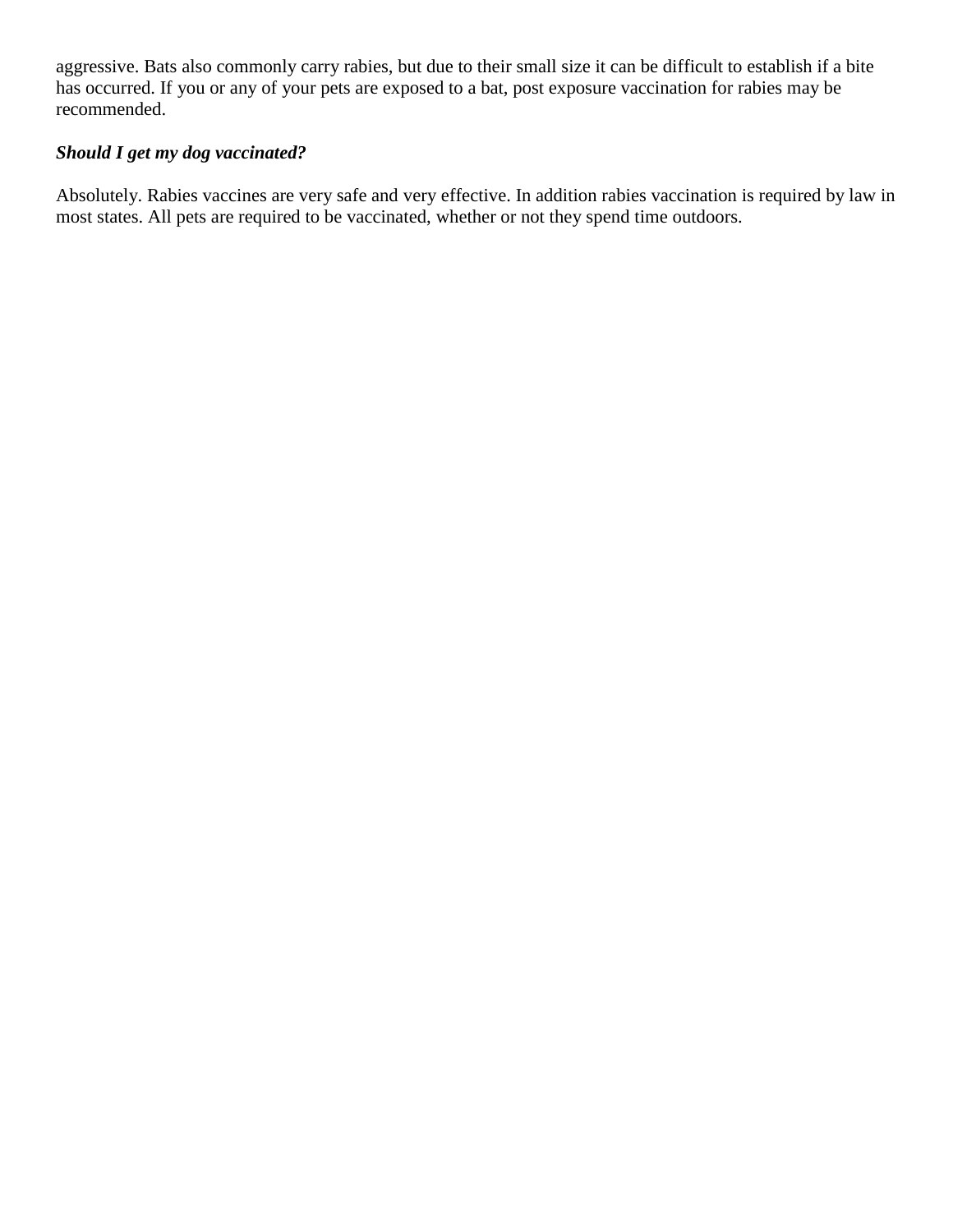aggressive. Bats also commonly carry rabies, but due to their small size it can be difficult to establish if a bite has occurred. If you or any of your pets are exposed to a bat, post exposure vaccination for rabies may be recommended.

***Should I get my dog vaccinated?***

Absolutely. Rabies vaccines are very safe and very effective. In addition rabies vaccination is required by law in most states. All pets are required to be vaccinated, whether or not they spend time outdoors.